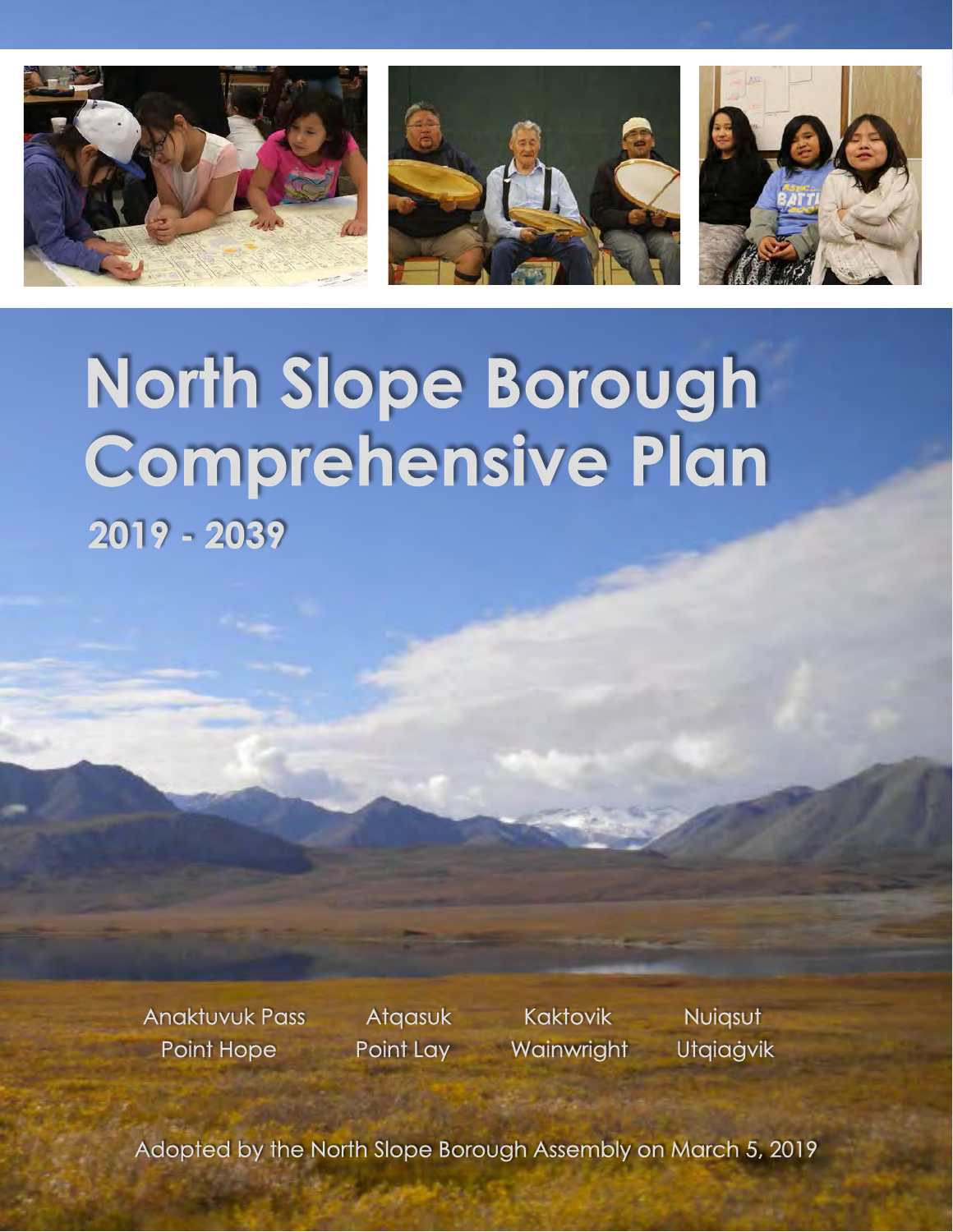# North Slope Borough Comprehensive Plan

## 2019 - 2039

Anaktuvuk Pass
Atqasuk
Kaktovik
Nuiqsut
Point Hope
Point Lay
Wainwright
Utqiaġvik

Adopted by the North Slope Borough Assembly on March 5, 2019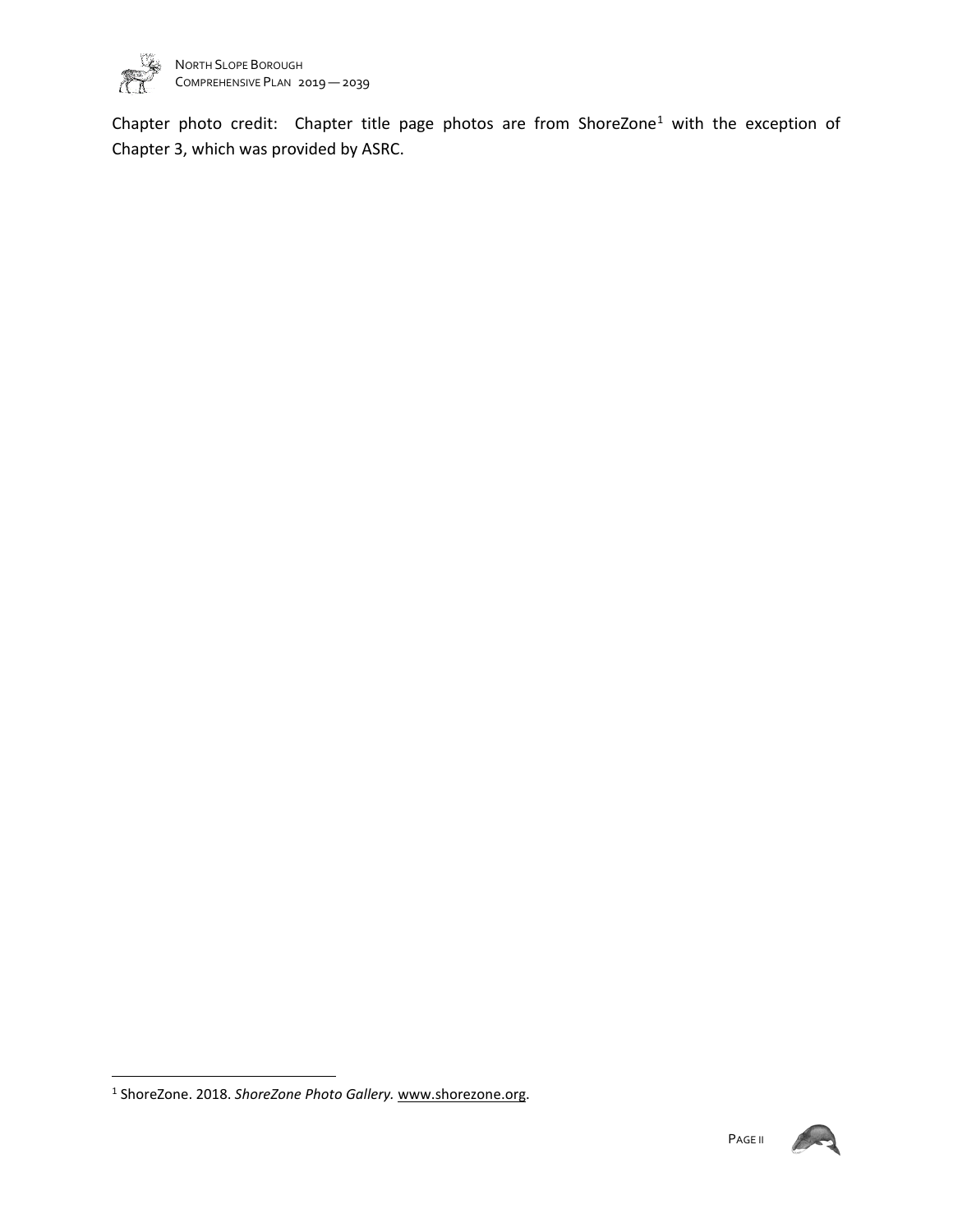Chapter photo credit: Chapter title page photos are from ShoreZone[1] with the exception of Chapter 3, which was provided by ASRC.

[1] ShoreZone. 2018. *ShoreZone Photo Gallery.* www.shorezone.org.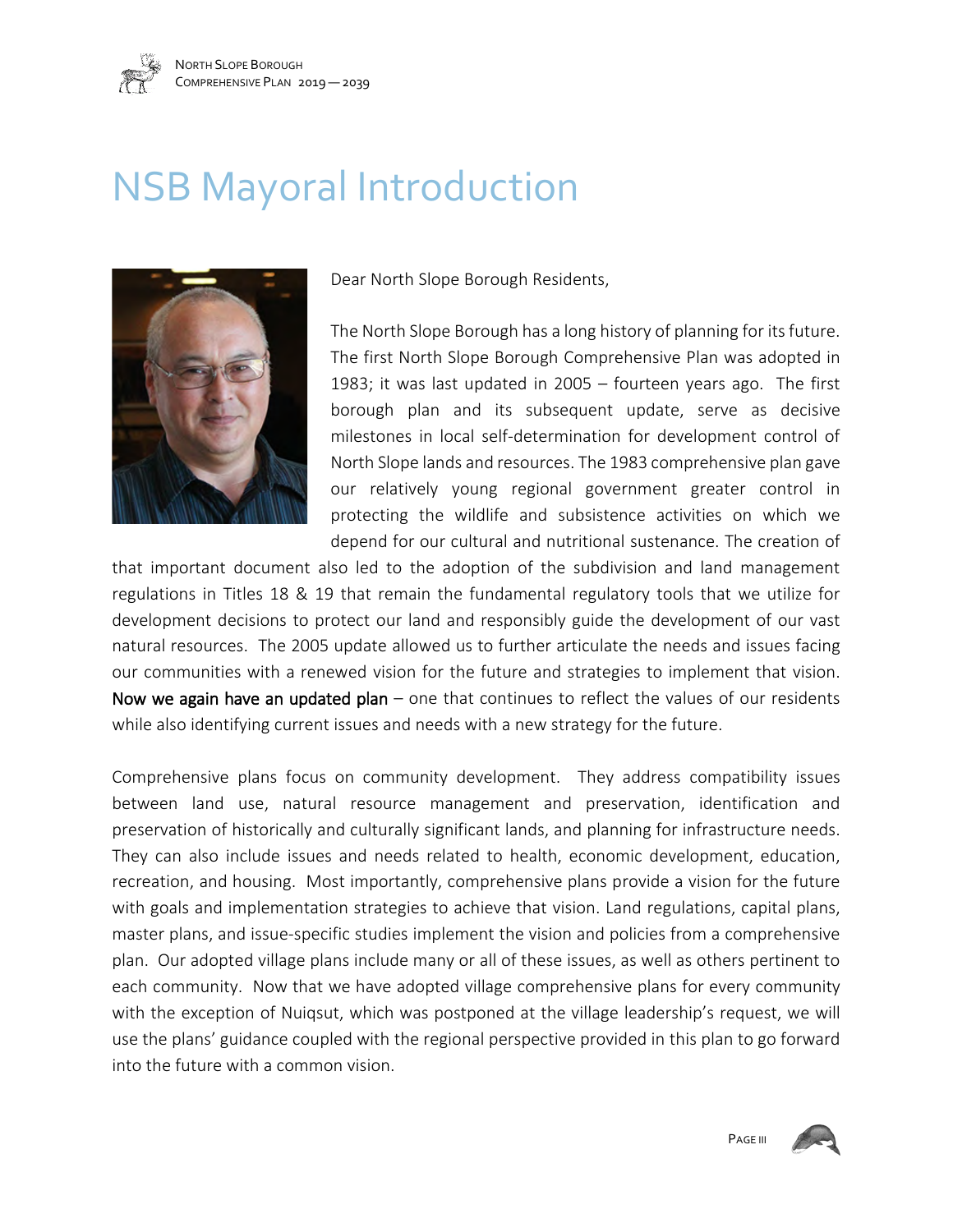# NSB Mayoral Introduction

Dear North Slope Borough Residents,

The North Slope Borough has a long history of planning for its future. The first North Slope Borough Comprehensive Plan was adopted in 1983; it was last updated in 2005 – fourteen years ago. The first borough plan and its subsequent update, serve as decisive milestones in local self-determination for development control of North Slope lands and resources. The 1983 comprehensive plan gave our relatively young regional government greater control in protecting the wildlife and subsistence activities on which we depend for our cultural and nutritional sustenance. The creation of that important document also led to the adoption of the subdivision and land management regulations in Titles 18 & 19 that remain the fundamental regulatory tools that we utilize for development decisions to protect our land and responsibly guide the development of our vast natural resources. The 2005 update allowed us to further articulate the needs and issues facing our communities with a renewed vision for the future and strategies to implement that vision. **Now we again have an updated plan** – one that continues to reflect the values of our residents while also identifying current issues and needs with a new strategy for the future.

Comprehensive plans focus on community development. They address compatibility issues between land use, natural resource management and preservation, identification and preservation of historically and culturally significant lands, and planning for infrastructure needs. They can also include issues and needs related to health, economic development, education, recreation, and housing. Most importantly, comprehensive plans provide a vision for the future with goals and implementation strategies to achieve that vision. Land regulations, capital plans, master plans, and issue-specific studies implement the vision and policies from a comprehensive plan. Our adopted village plans include many or all of these issues, as well as others pertinent to each community. Now that we have adopted village comprehensive plans for every community with the exception of Nuiqsut, which was postponed at the village leadership's request, we will use the plans' guidance coupled with the regional perspective provided in this plan to go forward into the future with a common vision.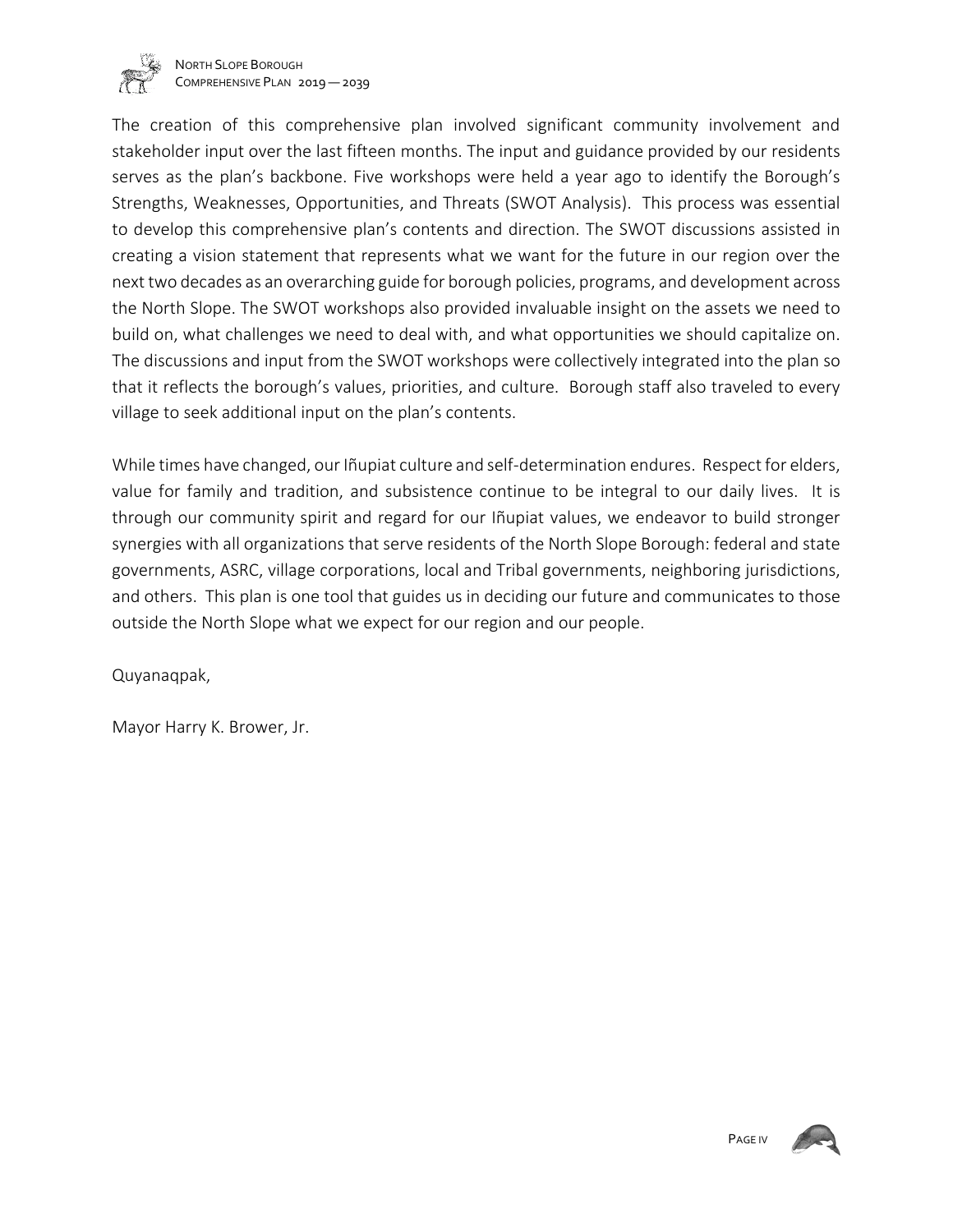The creation of this comprehensive plan involved significant community involvement and stakeholder input over the last fifteen months. The input and guidance provided by our residents serves as the plan's backbone. Five workshops were held a year ago to identify the Borough's Strengths, Weaknesses, Opportunities, and Threats (SWOT Analysis). This process was essential to develop this comprehensive plan's contents and direction. The SWOT discussions assisted in creating a vision statement that represents what we want for the future in our region over the next two decades as an overarching guide for borough policies, programs, and development across the North Slope. The SWOT workshops also provided invaluable insight on the assets we need to build on, what challenges we need to deal with, and what opportunities we should capitalize on. The discussions and input from the SWOT workshops were collectively integrated into the plan so that it reflects the borough's values, priorities, and culture. Borough staff also traveled to every village to seek additional input on the plan's contents.

While times have changed, our Iñupiat culture and self-determination endures. Respect for elders, value for family and tradition, and subsistence continue to be integral to our daily lives. It is through our community spirit and regard for our Iñupiat values, we endeavor to build stronger synergies with all organizations that serve residents of the North Slope Borough: federal and state governments, ASRC, village corporations, local and Tribal governments, neighboring jurisdictions, and others. This plan is one tool that guides us in deciding our future and communicates to those outside the North Slope what we expect for our region and our people.

Quyanaqpak,

Mayor Harry K. Brower, Jr.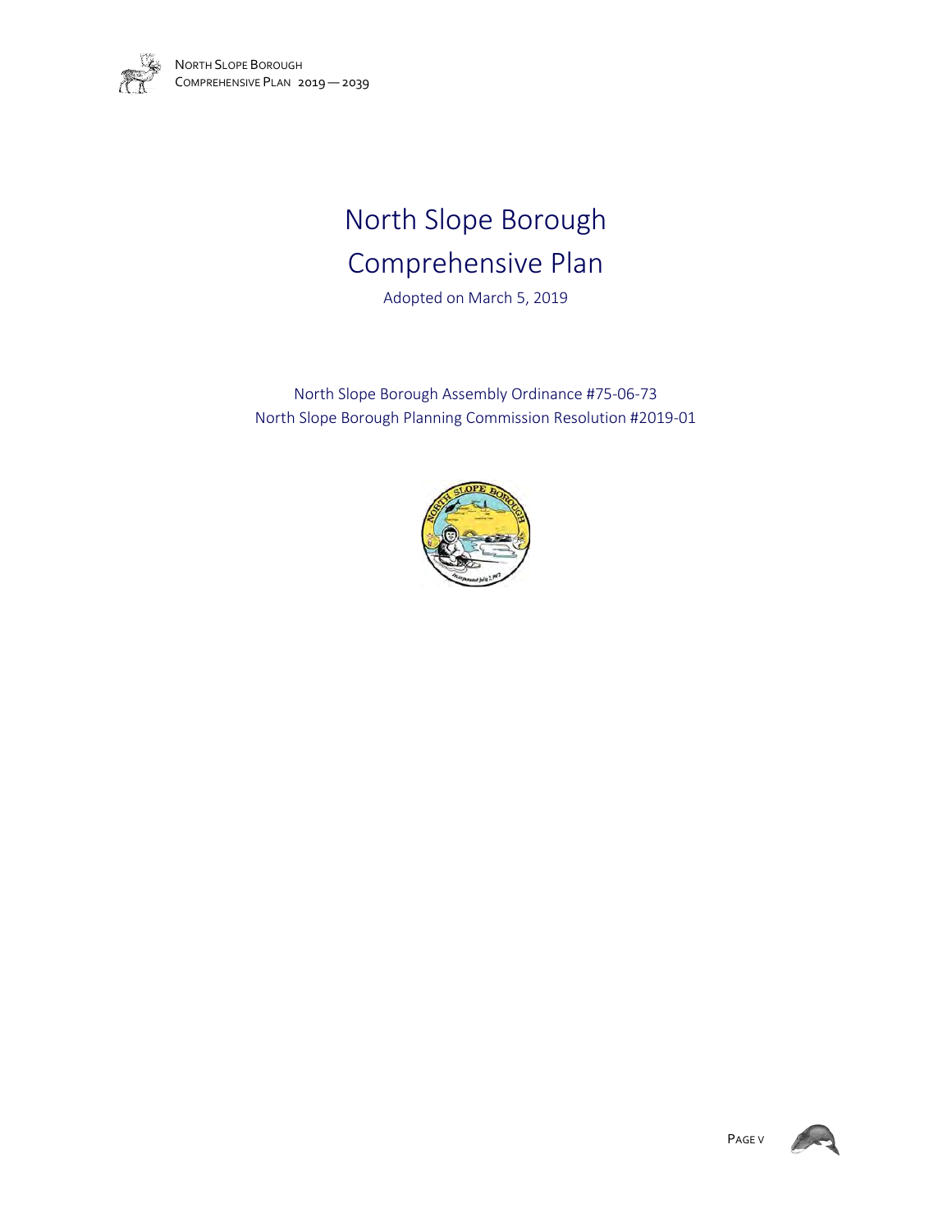# North Slope Borough Comprehensive Plan

Adopted on March 5, 2019

North Slope Borough Assembly Ordinance #75-06-73
North Slope Borough Planning Commission Resolution #2019-01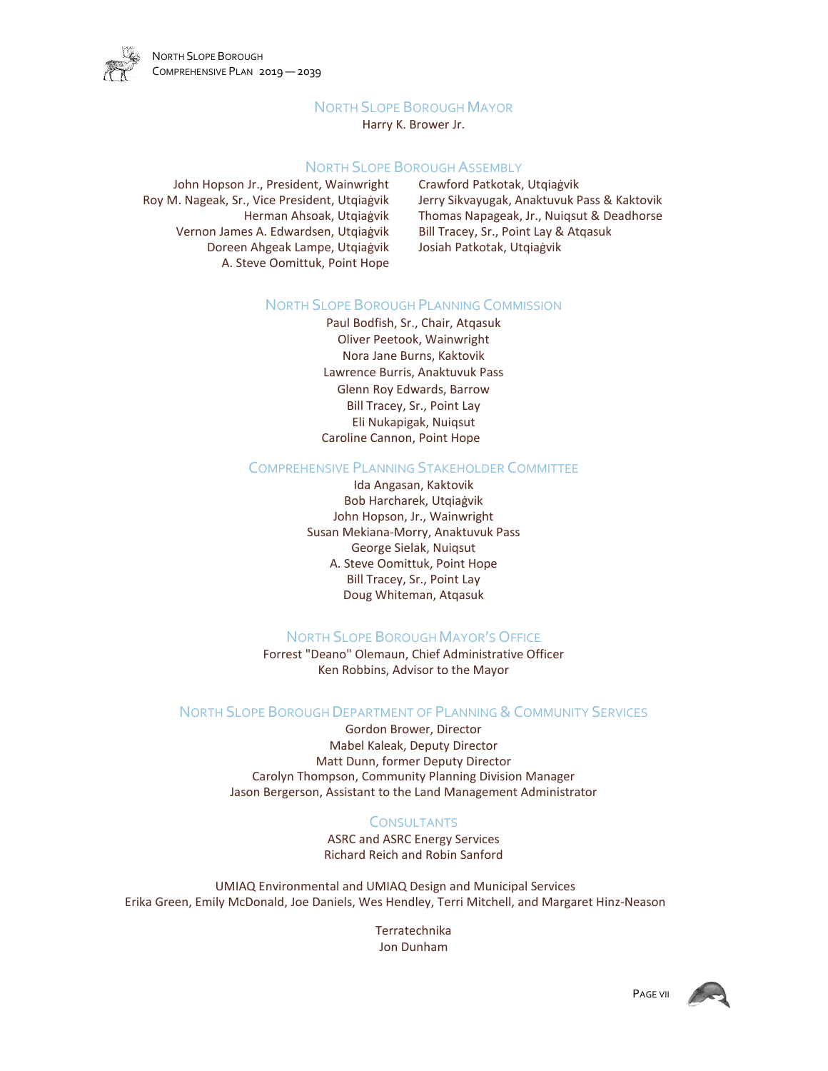## North Slope Borough Mayor

Harry K. Brower Jr.

## North Slope Borough Assembly

John Hopson Jr., President, Wainwright
Roy M. Nageak, Sr., Vice President, Utqiaġvik
Herman Ahsoak, Utqiaġvik
Vernon James A. Edwardsen, Utqiaġvik
Doreen Ahgeak Lampe, Utqiaġvik
A. Steve Oomittuk, Point Hope
Crawford Patkotak, Utqiaġvik
Jerry Sikvayugak, Anaktuvuk Pass & Kaktovik
Thomas Napageak, Jr., Nuiqsut & Deadhorse
Bill Tracey, Sr., Point Lay & Atqasuk
Josiah Patkotak, Utqiaġvik

## North Slope Borough Planning Commission

Paul Bodfish, Sr., Chair, Atqasuk
Oliver Peetook, Wainwright
Nora Jane Burns, Kaktovik
Lawrence Burris, Anaktuvuk Pass
Glenn Roy Edwards, Barrow
Bill Tracey, Sr., Point Lay
Eli Nukapigak, Nuiqsut
Caroline Cannon, Point Hope

## Comprehensive Planning Stakeholder Committee

Ida Angasan, Kaktovik
Bob Harcharek, Utqiaġvik
John Hopson, Jr., Wainwright
Susan Mekiana-Morry, Anaktuvuk Pass
George Sielak, Nuiqsut
A. Steve Oomittuk, Point Hope
Bill Tracey, Sr., Point Lay
Doug Whiteman, Atqasuk

## North Slope Borough Mayor's Office

Forrest "Deano" Olemaun, Chief Administrative Officer
Ken Robbins, Advisor to the Mayor

## North Slope Borough Department of Planning & Community Services

Gordon Brower, Director
Mabel Kaleak, Deputy Director
Matt Dunn, former Deputy Director
Carolyn Thompson, Community Planning Division Manager
Jason Bergerson, Assistant to the Land Management Administrator

## Consultants

ASRC and ASRC Energy Services
Richard Reich and Robin Sanford

UMIAQ Environmental and UMIAQ Design and Municipal Services
Erika Green, Emily McDonald, Joe Daniels, Wes Hendley, Terri Mitchell, and Margaret Hinz-Neason

Terratechnika
Jon Dunham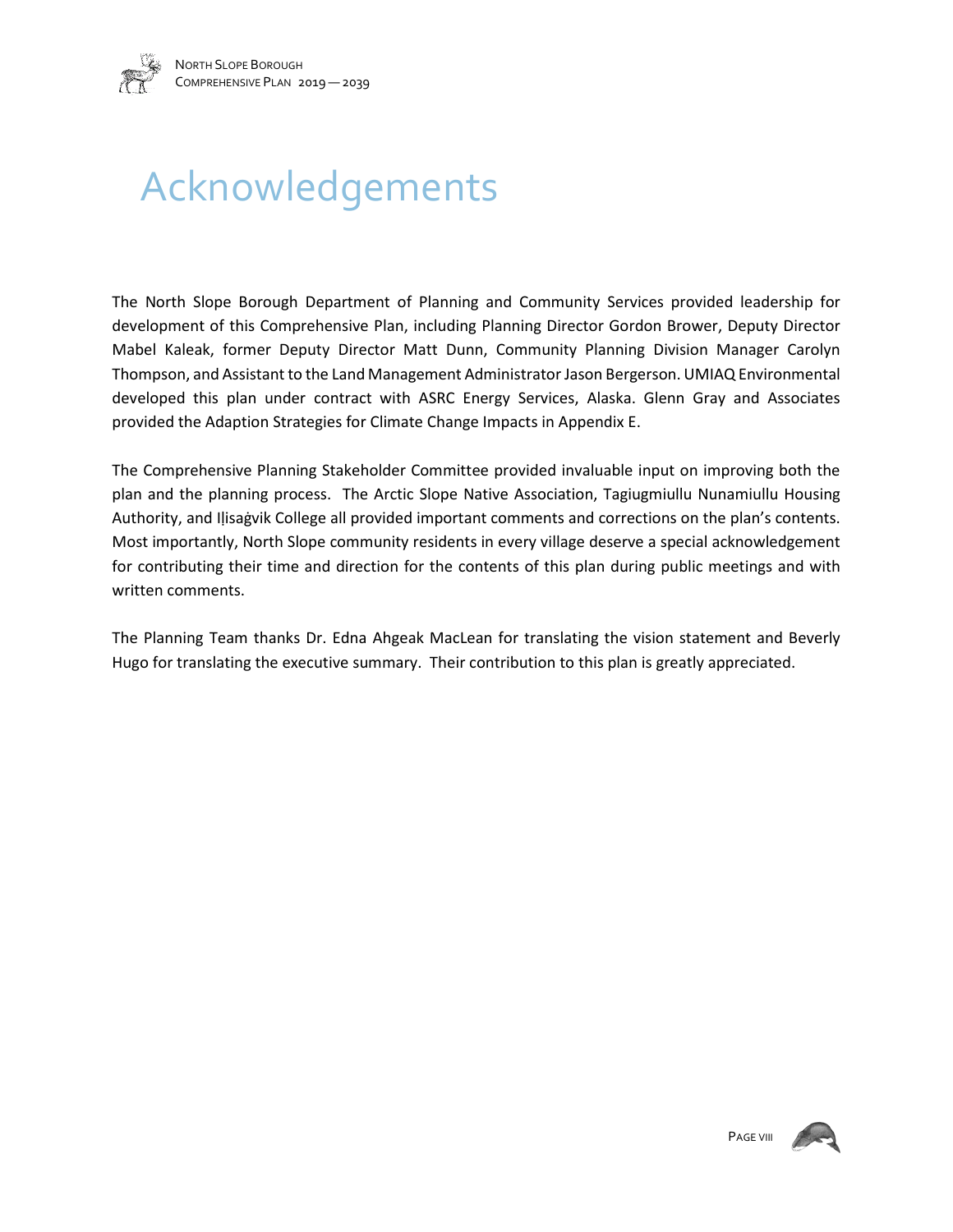# Acknowledgements

The North Slope Borough Department of Planning and Community Services provided leadership for development of this Comprehensive Plan, including Planning Director Gordon Brower, Deputy Director Mabel Kaleak, former Deputy Director Matt Dunn, Community Planning Division Manager Carolyn Thompson, and Assistant to the Land Management Administrator Jason Bergerson. UMIAQ Environmental developed this plan under contract with ASRC Energy Services, Alaska. Glenn Gray and Associates provided the Adaption Strategies for Climate Change Impacts in Appendix E.

The Comprehensive Planning Stakeholder Committee provided invaluable input on improving both the plan and the planning process. The Arctic Slope Native Association, Tagiugmiullu Nunamiullu Housing Authority, and Iḷisaġvik College all provided important comments and corrections on the plan's contents. Most importantly, North Slope community residents in every village deserve a special acknowledgement for contributing their time and direction for the contents of this plan during public meetings and with written comments.

The Planning Team thanks Dr. Edna Ahgeak MacLean for translating the vision statement and Beverly Hugo for translating the executive summary. Their contribution to this plan is greatly appreciated.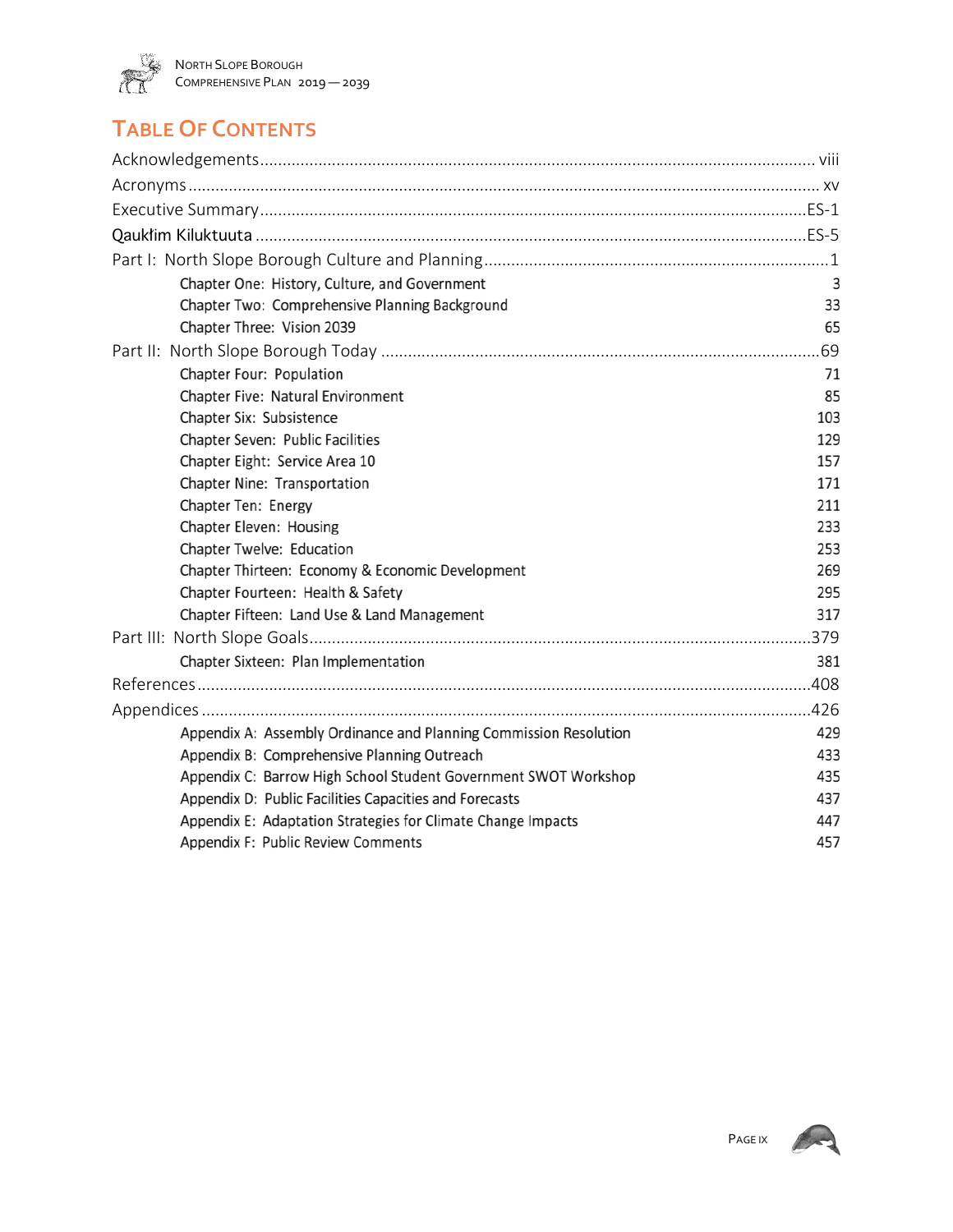# Table Of Contents

Acknowledgements ........ viii

Acronyms ........ xv

Executive Summary ........ ES-1

Qaukłim Kiluktuuta ........ ES-5

Part I: North Slope Borough Culture and Planning ........ 1

- Chapter One: History, Culture, and Government 3
- Chapter Two: Comprehensive Planning Background 33
- Chapter Three: Vision 2039 65

Part II: North Slope Borough Today ........ 69

- Chapter Four: Population 71
- Chapter Five: Natural Environment 85
- Chapter Six: Subsistence 103
- Chapter Seven: Public Facilities 129
- Chapter Eight: Service Area 10 157
- Chapter Nine: Transportation 171
- Chapter Ten: Energy 211
- Chapter Eleven: Housing 233
- Chapter Twelve: Education 253
- Chapter Thirteen: Economy & Economic Development 269
- Chapter Fourteen: Health & Safety 295
- Chapter Fifteen: Land Use & Land Management 317

Part III: North Slope Goals ........ 379

- Chapter Sixteen: Plan Implementation 381

References ........ 408

Appendices ........ 426

- Appendix A: Assembly Ordinance and Planning Commission Resolution 429
- Appendix B: Comprehensive Planning Outreach 433
- Appendix C: Barrow High School Student Government SWOT Workshop 435
- Appendix D: Public Facilities Capacities and Forecasts 437
- Appendix E: Adaptation Strategies for Climate Change Impacts 447
- Appendix F: Public Review Comments 457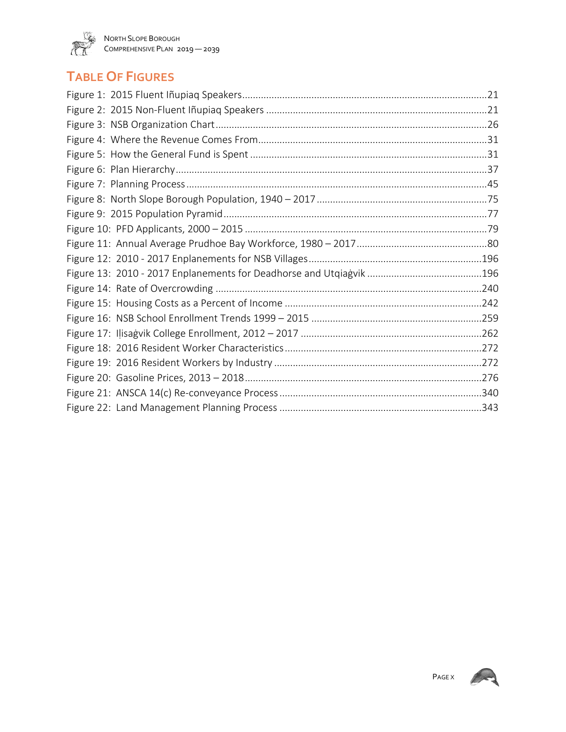# TABLE OF FIGURES

Figure 1: 2015 Fluent Iñupiaq Speakers....21
Figure 2: 2015 Non-Fluent Iñupiaq Speakers....21
Figure 3: NSB Organization Chart....26
Figure 4: Where the Revenue Comes From....31
Figure 5: How the General Fund is Spent....31
Figure 6: Plan Hierarchy....37
Figure 7: Planning Process....45
Figure 8: North Slope Borough Population, 1940 – 2017....75
Figure 9: 2015 Population Pyramid....77
Figure 10: PFD Applicants, 2000 – 2015....79
Figure 11: Annual Average Prudhoe Bay Workforce, 1980 – 2017....80
Figure 12: 2010 - 2017 Enplanements for NSB Villages....196
Figure 13: 2010 - 2017 Enplanements for Deadhorse and Utqiaġvik....196
Figure 14: Rate of Overcrowding....240
Figure 15: Housing Costs as a Percent of Income....242
Figure 16: NSB School Enrollment Trends 1999 – 2015....259
Figure 17: Iḷisaġvik College Enrollment, 2012 – 2017....262
Figure 18: 2016 Resident Worker Characteristics....272
Figure 19: 2016 Resident Workers by Industry....272
Figure 20: Gasoline Prices, 2013 – 2018....276
Figure 21: ANSCA 14(c) Re-conveyance Process....340
Figure 22: Land Management Planning Process....343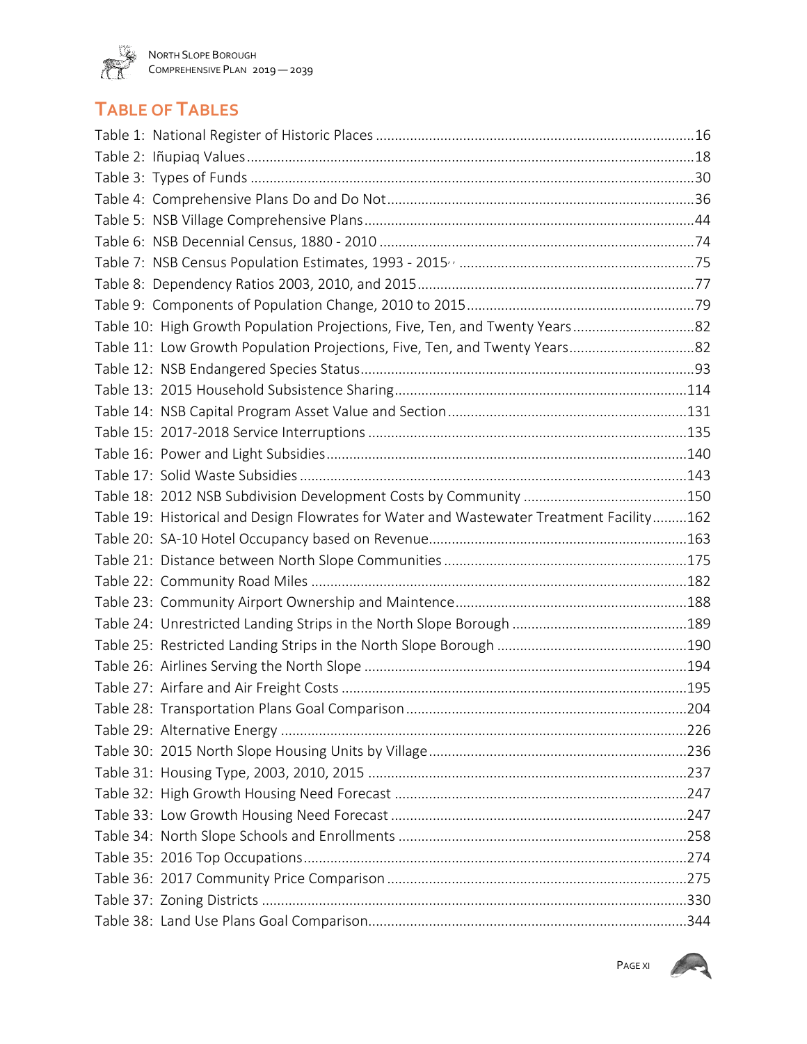## TABLE OF TABLES

Table 1: National Register of Historic Places .....16
Table 2: Iñupiaq Values .....18
Table 3: Types of Funds .....30
Table 4: Comprehensive Plans Do and Do Not .....36
Table 5: NSB Village Comprehensive Plans .....44
Table 6: NSB Decennial Census, 1880 - 2010 .....74
Table 7: NSB Census Population Estimates, 1993 - 2015,, .....75
Table 8: Dependency Ratios 2003, 2010, and 2015 .....77
Table 9: Components of Population Change, 2010 to 2015 .....79
Table 10: High Growth Population Projections, Five, Ten, and Twenty Years .....82
Table 11: Low Growth Population Projections, Five, Ten, and Twenty Years .....82
Table 12: NSB Endangered Species Status .....93
Table 13: 2015 Household Subsistence Sharing .....114
Table 14: NSB Capital Program Asset Value and Section .....131
Table 15: 2017-2018 Service Interruptions .....135
Table 16: Power and Light Subsidies .....140
Table 17: Solid Waste Subsidies .....143
Table 18: 2012 NSB Subdivision Development Costs by Community .....150
Table 19: Historical and Design Flowrates for Water and Wastewater Treatment Facility .....162
Table 20: SA-10 Hotel Occupancy based on Revenue .....163
Table 21: Distance between North Slope Communities .....175
Table 22: Community Road Miles .....182
Table 23: Community Airport Ownership and Maintence .....188
Table 24: Unrestricted Landing Strips in the North Slope Borough .....189
Table 25: Restricted Landing Strips in the North Slope Borough .....190
Table 26: Airlines Serving the North Slope .....194
Table 27: Airfare and Air Freight Costs .....195
Table 28: Transportation Plans Goal Comparison .....204
Table 29: Alternative Energy .....226
Table 30: 2015 North Slope Housing Units by Village .....236
Table 31: Housing Type, 2003, 2010, 2015 .....237
Table 32: High Growth Housing Need Forecast .....247
Table 33: Low Growth Housing Need Forecast .....247
Table 34: North Slope Schools and Enrollments .....258
Table 35: 2016 Top Occupations .....274
Table 36: 2017 Community Price Comparison .....275
Table 37: Zoning Districts .....330
Table 38: Land Use Plans Goal Comparison .....344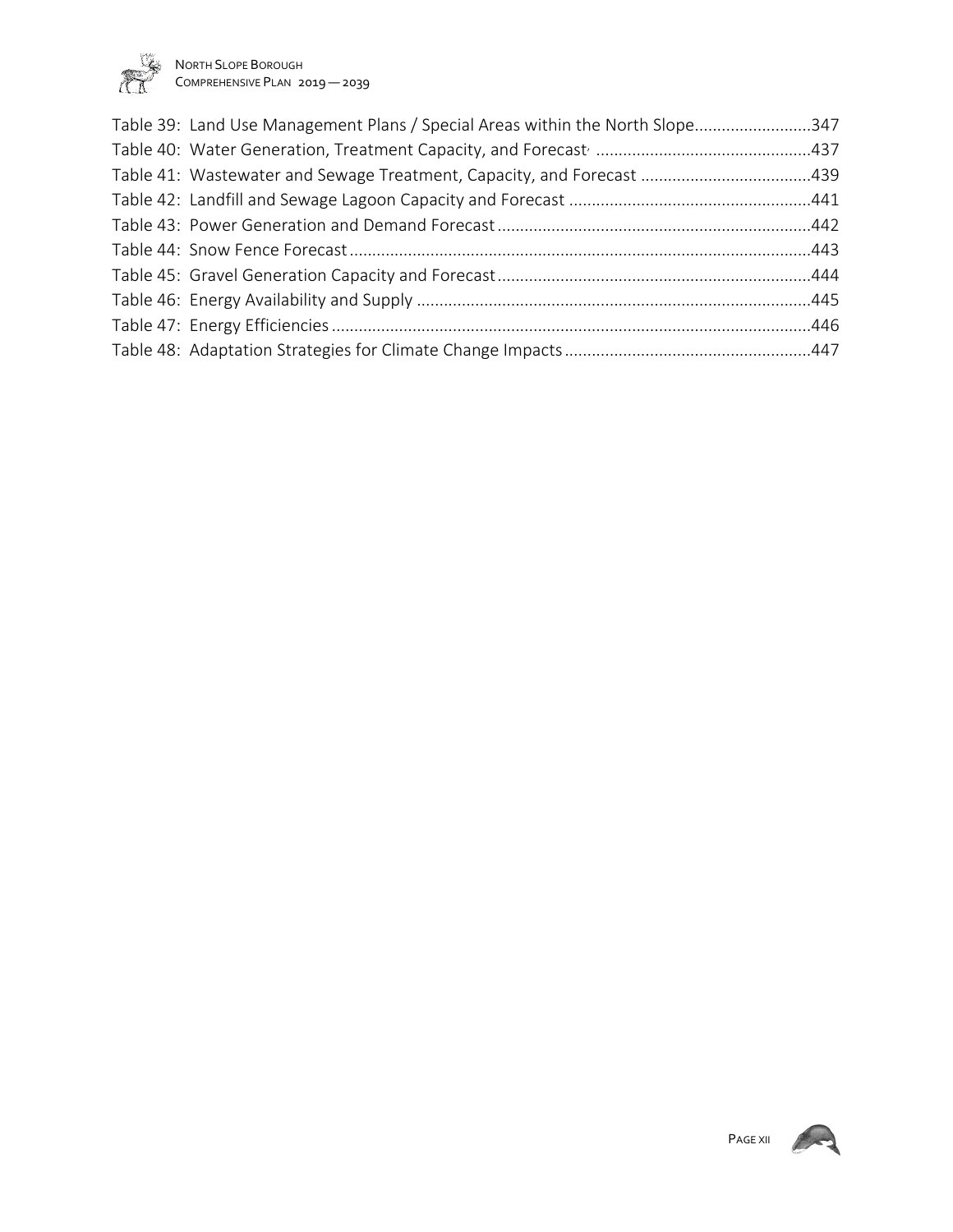Table 39: Land Use Management Plans / Special Areas within the North Slope.........................347
Table 40: Water Generation, Treatment Capacity, and Forecast ................................................437
Table 41: Wastewater and Sewage Treatment, Capacity, and Forecast ......................................439
Table 42: Landfill and Sewage Lagoon Capacity and Forecast ......................................................441
Table 43: Power Generation and Demand Forecast ......................................................................442
Table 44: Snow Fence Forecast .......................................................................................................443
Table 45: Gravel Generation Capacity and Forecast ......................................................................444
Table 46: Energy Availability and Supply ........................................................................................445
Table 47: Energy Efficiencies ...........................................................................................................446
Table 48: Adaptation Strategies for Climate Change Impacts .......................................................447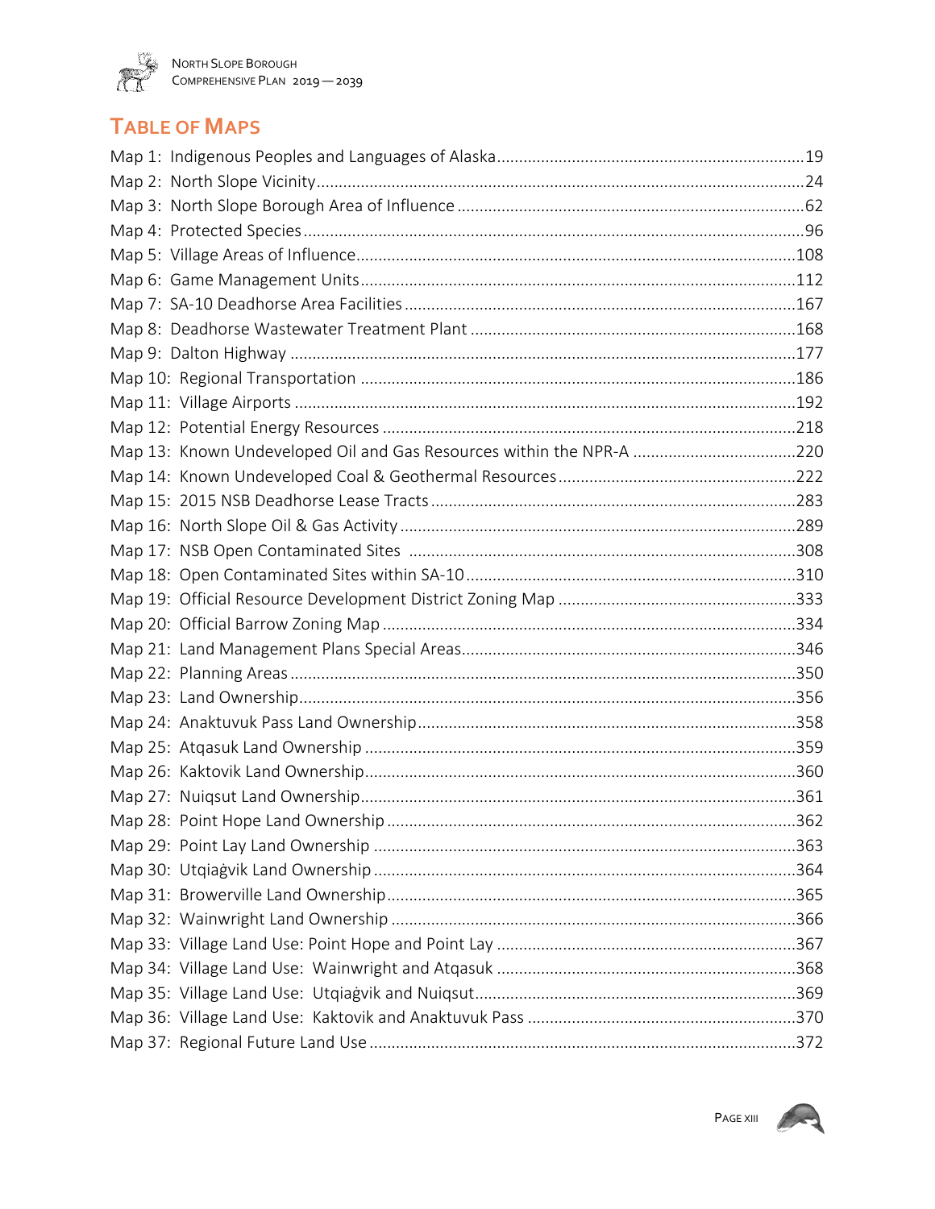## Table of Maps

Map 1: Indigenous Peoples and Languages of Alaska ..................................................................19
Map 2: North Slope Vicinity..........................................................................................................24
Map 3: North Slope Borough Area of Influence ...........................................................................62
Map 4: Protected Species .............................................................................................................96
Map 5: Village Areas of Influence................................................................................................108
Map 6: Game Management Units................................................................................................112
Map 7: SA-10 Deadhorse Area Facilities .....................................................................................167
Map 8: Deadhorse Wastewater Treatment Plant .......................................................................168
Map 9: Dalton Highway ...............................................................................................................177
Map 10: Regional Transportation ...............................................................................................186
Map 11: Village Airports ..............................................................................................................192
Map 12: Potential Energy Resources ..........................................................................................218
Map 13: Known Undeveloped Oil and Gas Resources within the NPR-A ...................................220
Map 14: Known Undeveloped Coal & Geothermal Resources....................................................222
Map 15: 2015 NSB Deadhorse Lease Tracts................................................................................283
Map 16: North Slope Oil & Gas Activity ......................................................................................289
Map 17: NSB Open Contaminated Sites .....................................................................................308
Map 18: Open Contaminated Sites within SA-10........................................................................310
Map 19: Official Resource Development District Zoning Map ...................................................333
Map 20: Official Barrow Zoning Map ..........................................................................................334
Map 21: Land Management Plans Special Areas.........................................................................346
Map 22: Planning Areas ..............................................................................................................350
Map 23: Land Ownership.............................................................................................................356
Map 24: Anaktuvuk Pass Land Ownership..................................................................................358
Map 25: Atqasuk Land Ownership ..............................................................................................359
Map 26: Kaktovik Land Ownership..............................................................................................360
Map 27: Nuiqsut Land Ownership...............................................................................................361
Map 28: Point Hope Land Ownership .........................................................................................362
Map 29: Point Lay Land Ownership ............................................................................................363
Map 30: Utqiaġvik Land Ownership ............................................................................................364
Map 31: Browerville Land Ownership.........................................................................................365
Map 32: Wainwright Land Ownership .........................................................................................366
Map 33: Village Land Use: Point Hope and Point Lay .................................................................367
Map 34: Village Land Use: Wainwright and Atqasuk .................................................................368
Map 35: Village Land Use: Utqiaġvik and Nuiqsut......................................................................369
Map 36: Village Land Use: Kaktovik and Anaktuvuk Pass ..........................................................370
Map 37: Regional Future Land Use .............................................................................................372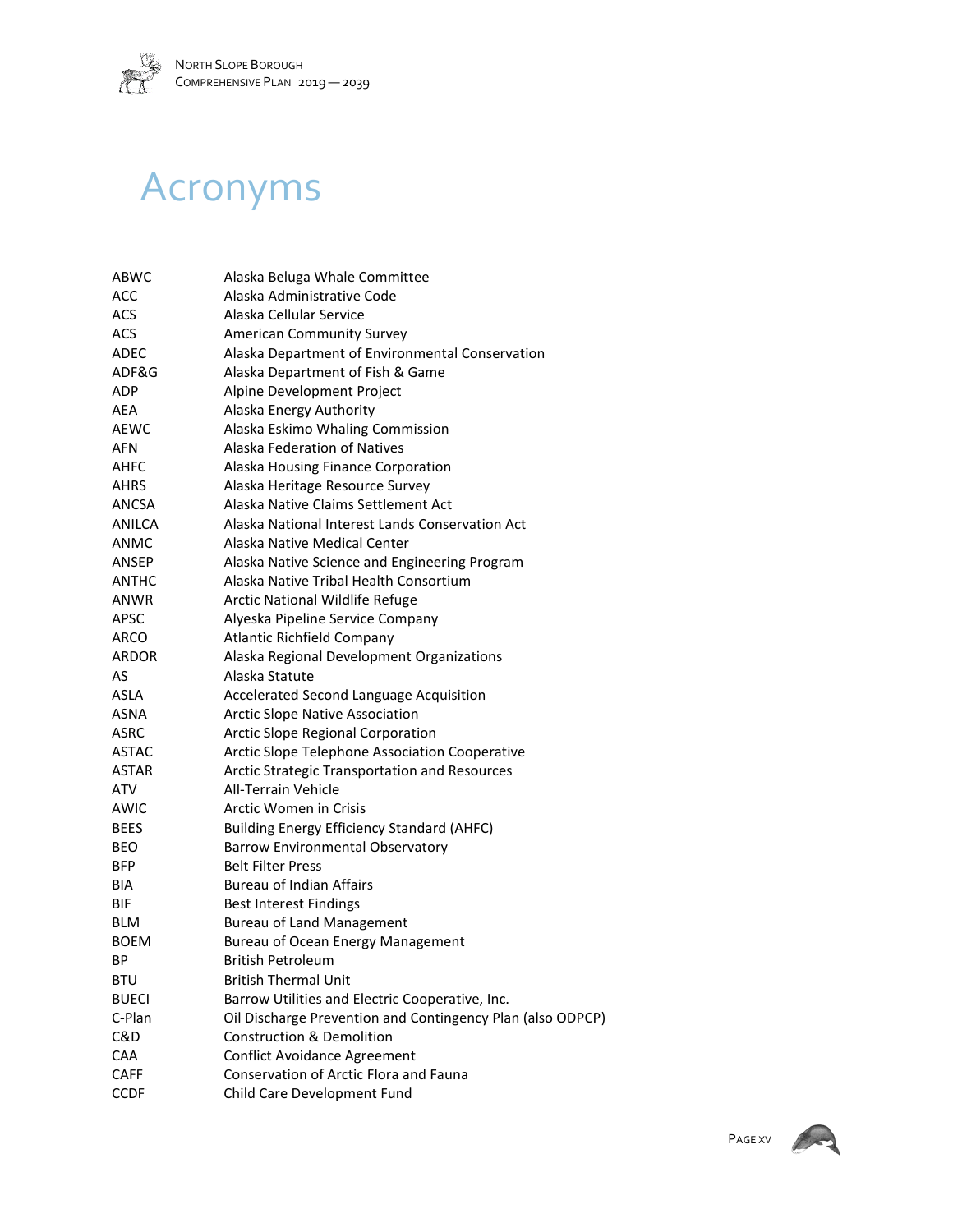# Acronyms

| | |
|---|---|
| ABWC | Alaska Beluga Whale Committee |
| ACC | Alaska Administrative Code |
| ACS | Alaska Cellular Service |
| ACS | American Community Survey |
| ADEC | Alaska Department of Environmental Conservation |
| ADF&G | Alaska Department of Fish & Game |
| ADP | Alpine Development Project |
| AEA | Alaska Energy Authority |
| AEWC | Alaska Eskimo Whaling Commission |
| AFN | Alaska Federation of Natives |
| AHFC | Alaska Housing Finance Corporation |
| AHRS | Alaska Heritage Resource Survey |
| ANCSA | Alaska Native Claims Settlement Act |
| ANILCA | Alaska National Interest Lands Conservation Act |
| ANMC | Alaska Native Medical Center |
| ANSEP | Alaska Native Science and Engineering Program |
| ANTHC | Alaska Native Tribal Health Consortium |
| ANWR | Arctic National Wildlife Refuge |
| APSC | Alyeska Pipeline Service Company |
| ARCO | Atlantic Richfield Company |
| ARDOR | Alaska Regional Development Organizations |
| AS | Alaska Statute |
| ASLA | Accelerated Second Language Acquisition |
| ASNA | Arctic Slope Native Association |
| ASRC | Arctic Slope Regional Corporation |
| ASTAC | Arctic Slope Telephone Association Cooperative |
| ASTAR | Arctic Strategic Transportation and Resources |
| ATV | All-Terrain Vehicle |
| AWIC | Arctic Women in Crisis |
| BEES | Building Energy Efficiency Standard (AHFC) |
| BEO | Barrow Environmental Observatory |
| BFP | Belt Filter Press |
| BIA | Bureau of Indian Affairs |
| BIF | Best Interest Findings |
| BLM | Bureau of Land Management |
| BOEM | Bureau of Ocean Energy Management |
| BP | British Petroleum |
| BTU | British Thermal Unit |
| BUECI | Barrow Utilities and Electric Cooperative, Inc. |
| C-Plan | Oil Discharge Prevention and Contingency Plan (also ODPCP) |
| C&D | Construction & Demolition |
| CAA | Conflict Avoidance Agreement |
| CAFF | Conservation of Arctic Flora and Fauna |
| CCDF | Child Care Development Fund |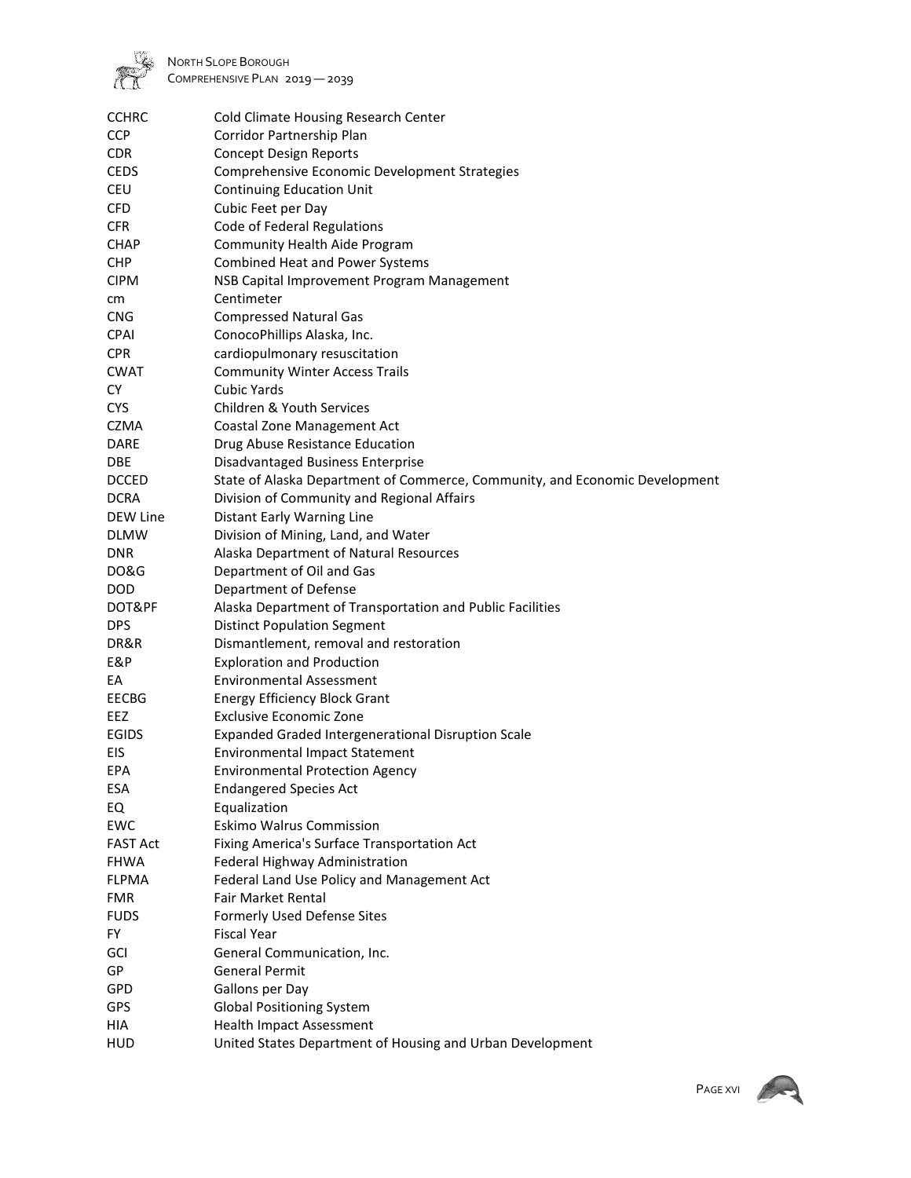| | |
|---|---|
| CCHRC | Cold Climate Housing Research Center |
| CCP | Corridor Partnership Plan |
| CDR | Concept Design Reports |
| CEDS | Comprehensive Economic Development Strategies |
| CEU | Continuing Education Unit |
| CFD | Cubic Feet per Day |
| CFR | Code of Federal Regulations |
| CHAP | Community Health Aide Program |
| CHP | Combined Heat and Power Systems |
| CIPM | NSB Capital Improvement Program Management |
| cm | Centimeter |
| CNG | Compressed Natural Gas |
| CPAI | ConocoPhillips Alaska, Inc. |
| CPR | cardiopulmonary resuscitation |
| CWAT | Community Winter Access Trails |
| CY | Cubic Yards |
| CYS | Children & Youth Services |
| CZMA | Coastal Zone Management Act |
| DARE | Drug Abuse Resistance Education |
| DBE | Disadvantaged Business Enterprise |
| DCCED | State of Alaska Department of Commerce, Community, and Economic Development |
| DCRA | Division of Community and Regional Affairs |
| DEW Line | Distant Early Warning Line |
| DLMW | Division of Mining, Land, and Water |
| DNR | Alaska Department of Natural Resources |
| DO&G | Department of Oil and Gas |
| DOD | Department of Defense |
| DOT&PF | Alaska Department of Transportation and Public Facilities |
| DPS | Distinct Population Segment |
| DR&R | Dismantlement, removal and restoration |
| E&P | Exploration and Production |
| EA | Environmental Assessment |
| EECBG | Energy Efficiency Block Grant |
| EEZ | Exclusive Economic Zone |
| EGIDS | Expanded Graded Intergenerational Disruption Scale |
| EIS | Environmental Impact Statement |
| EPA | Environmental Protection Agency |
| ESA | Endangered Species Act |
| EQ | Equalization |
| EWC | Eskimo Walrus Commission |
| FAST Act | Fixing America's Surface Transportation Act |
| FHWA | Federal Highway Administration |
| FLPMA | Federal Land Use Policy and Management Act |
| FMR | Fair Market Rental |
| FUDS | Formerly Used Defense Sites |
| FY | Fiscal Year |
| GCI | General Communication, Inc. |
| GP | General Permit |
| GPD | Gallons per Day |
| GPS | Global Positioning System |
| HIA | Health Impact Assessment |
| HUD | United States Department of Housing and Urban Development |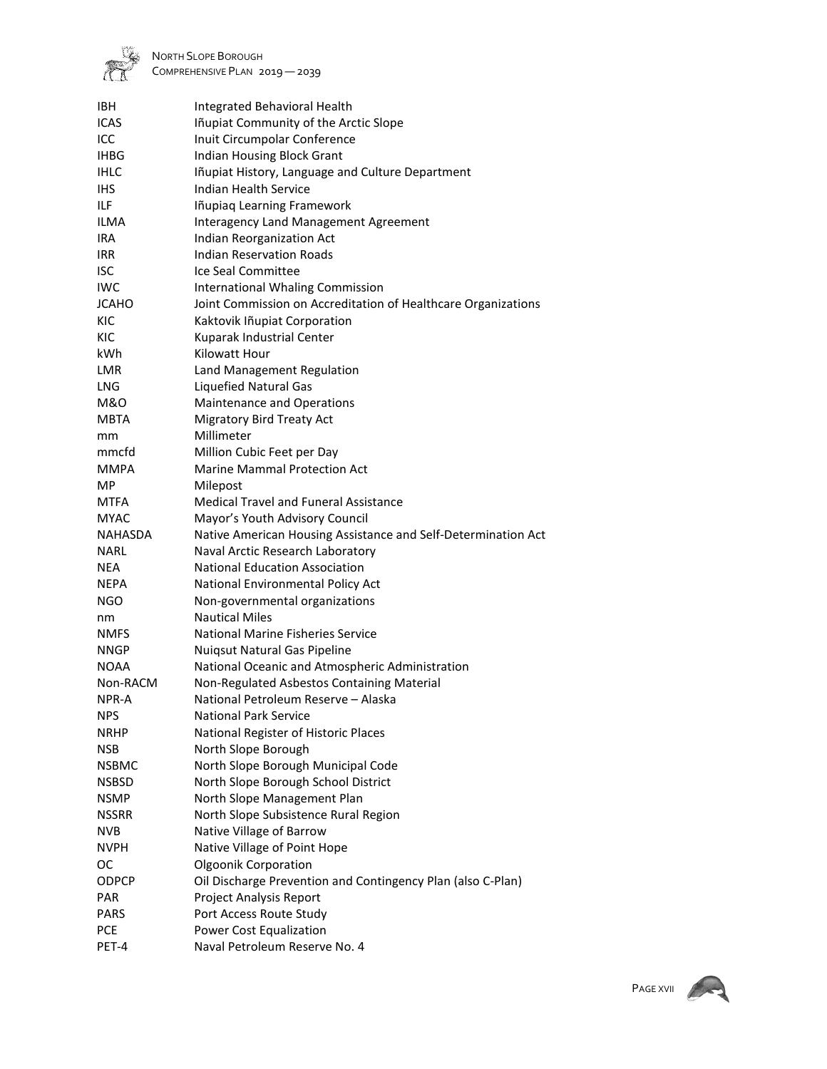| | |
|---|---|
| IBH | Integrated Behavioral Health |
| ICAS | Iñupiat Community of the Arctic Slope |
| ICC | Inuit Circumpolar Conference |
| IHBG | Indian Housing Block Grant |
| IHLC | Iñupiat History, Language and Culture Department |
| IHS | Indian Health Service |
| ILF | Iñupiaq Learning Framework |
| ILMA | Interagency Land Management Agreement |
| IRA | Indian Reorganization Act |
| IRR | Indian Reservation Roads |
| ISC | Ice Seal Committee |
| IWC | International Whaling Commission |
| JCAHO | Joint Commission on Accreditation of Healthcare Organizations |
| KIC | Kaktovik Iñupiat Corporation |
| KIC | Kuparak Industrial Center |
| kWh | Kilowatt Hour |
| LMR | Land Management Regulation |
| LNG | Liquefied Natural Gas |
| M&O | Maintenance and Operations |
| MBTA | Migratory Bird Treaty Act |
| mm | Millimeter |
| mmcfd | Million Cubic Feet per Day |
| MMPA | Marine Mammal Protection Act |
| MP | Milepost |
| MTFA | Medical Travel and Funeral Assistance |
| MYAC | Mayor's Youth Advisory Council |
| NAHASDA | Native American Housing Assistance and Self-Determination Act |
| NARL | Naval Arctic Research Laboratory |
| NEA | National Education Association |
| NEPA | National Environmental Policy Act |
| NGO | Non-governmental organizations |
| nm | Nautical Miles |
| NMFS | National Marine Fisheries Service |
| NNGP | Nuiqsut Natural Gas Pipeline |
| NOAA | National Oceanic and Atmospheric Administration |
| Non-RACM | Non-Regulated Asbestos Containing Material |
| NPR-A | National Petroleum Reserve – Alaska |
| NPS | National Park Service |
| NRHP | National Register of Historic Places |
| NSB | North Slope Borough |
| NSBMC | North Slope Borough Municipal Code |
| NSBSD | North Slope Borough School District |
| NSMP | North Slope Management Plan |
| NSSRR | North Slope Subsistence Rural Region |
| NVB | Native Village of Barrow |
| NVPH | Native Village of Point Hope |
| OC | Olgoonik Corporation |
| ODPCP | Oil Discharge Prevention and Contingency Plan (also C-Plan) |
| PAR | Project Analysis Report |
| PARS | Port Access Route Study |
| PCE | Power Cost Equalization |
| PET-4 | Naval Petroleum Reserve No. 4 |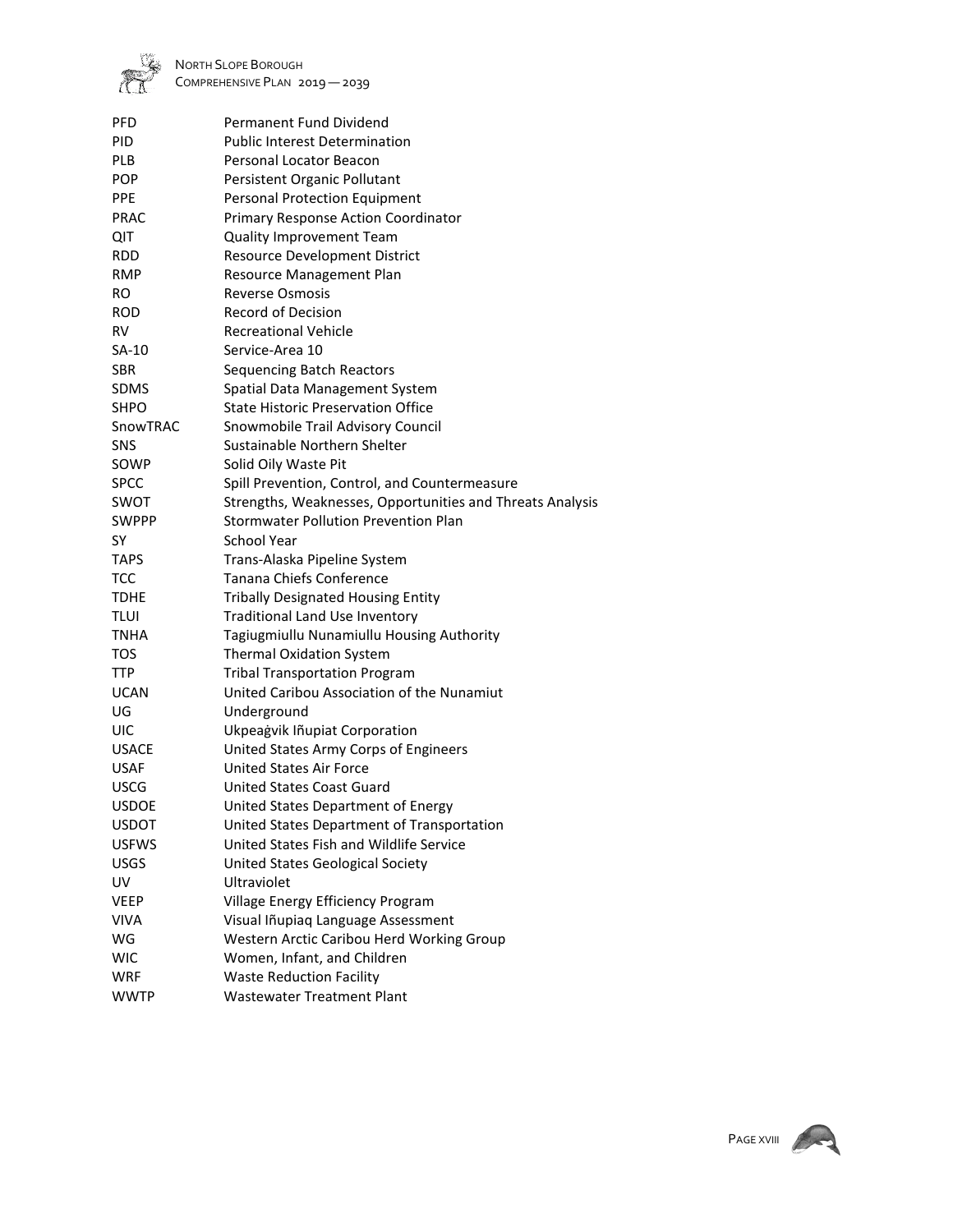| | |
|---|---|
| PFD | Permanent Fund Dividend |
| PID | Public Interest Determination |
| PLB | Personal Locator Beacon |
| POP | Persistent Organic Pollutant |
| PPE | Personal Protection Equipment |
| PRAC | Primary Response Action Coordinator |
| QIT | Quality Improvement Team |
| RDD | Resource Development District |
| RMP | Resource Management Plan |
| RO | Reverse Osmosis |
| ROD | Record of Decision |
| RV | Recreational Vehicle |
| SA-10 | Service-Area 10 |
| SBR | Sequencing Batch Reactors |
| SDMS | Spatial Data Management System |
| SHPO | State Historic Preservation Office |
| SnowTRAC | Snowmobile Trail Advisory Council |
| SNS | Sustainable Northern Shelter |
| SOWP | Solid Oily Waste Pit |
| SPCC | Spill Prevention, Control, and Countermeasure |
| SWOT | Strengths, Weaknesses, Opportunities and Threats Analysis |
| SWPPP | Stormwater Pollution Prevention Plan |
| SY | School Year |
| TAPS | Trans-Alaska Pipeline System |
| TCC | Tanana Chiefs Conference |
| TDHE | Tribally Designated Housing Entity |
| TLUI | Traditional Land Use Inventory |
| TNHA | Tagiugmiullu Nunamiullu Housing Authority |
| TOS | Thermal Oxidation System |
| TTP | Tribal Transportation Program |
| UCAN | United Caribou Association of the Nunamiut |
| UG | Underground |
| UIC | Ukpeaġvik Iñupiat Corporation |
| USACE | United States Army Corps of Engineers |
| USAF | United States Air Force |
| USCG | United States Coast Guard |
| USDOE | United States Department of Energy |
| USDOT | United States Department of Transportation |
| USFWS | United States Fish and Wildlife Service |
| USGS | United States Geological Society |
| UV | Ultraviolet |
| VEEP | Village Energy Efficiency Program |
| VIVA | Visual Iñupiaq Language Assessment |
| WG | Western Arctic Caribou Herd Working Group |
| WIC | Women, Infant, and Children |
| WRF | Waste Reduction Facility |
| WWTP | Wastewater Treatment Plant |